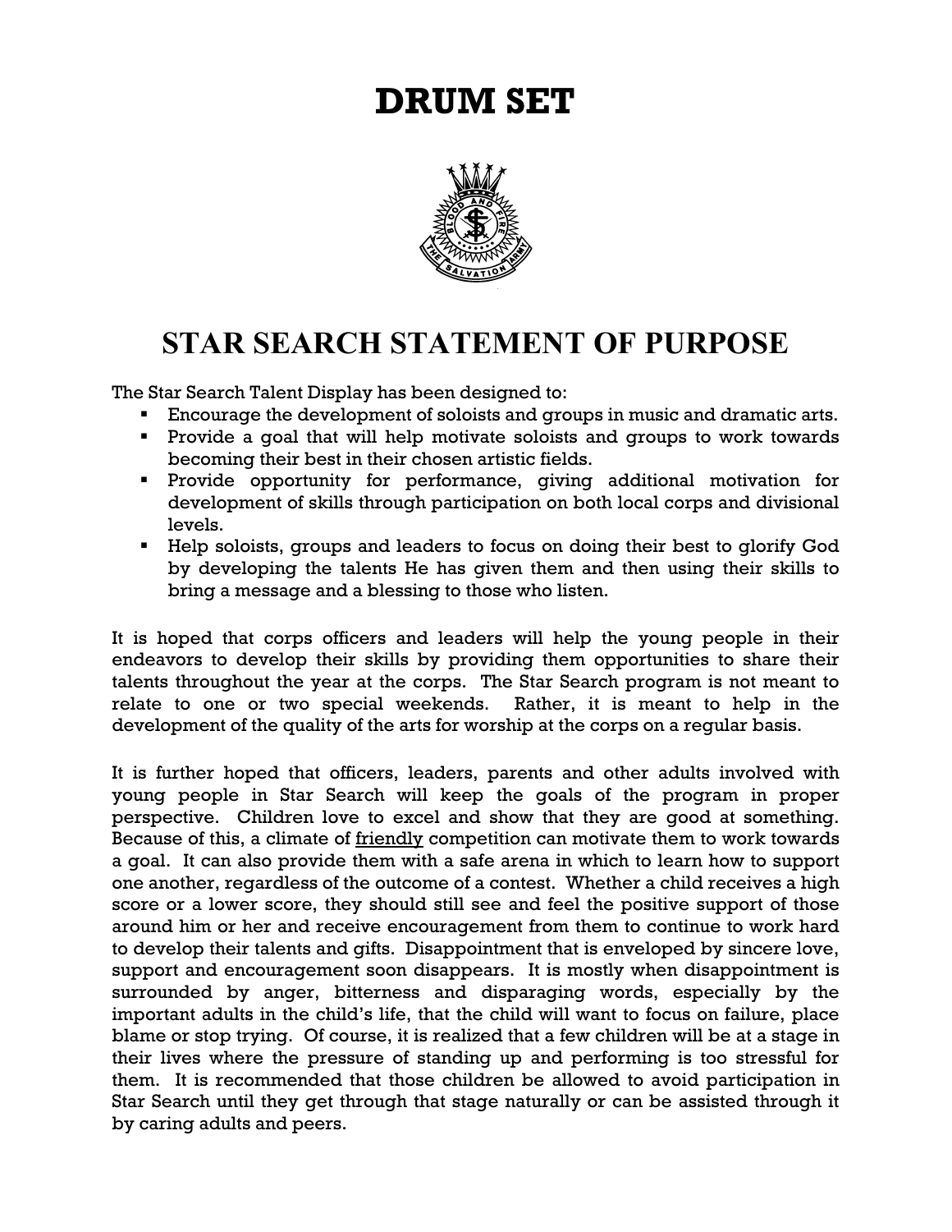# DRUM SET

## STAR SEARCH STATEMENT OF PURPOSE

The Star Search Talent Display has been designed to:

- Encourage the development of soloists and groups in music and dramatic arts.
- Provide a goal that will help motivate soloists and groups to work towards becoming their best in their chosen artistic fields.
- Provide opportunity for performance, giving additional motivation for development of skills through participation on both local corps and divisional levels.
- Help soloists, groups and leaders to focus on doing their best to glorify God by developing the talents He has given them and then using their skills to bring a message and a blessing to those who listen.

It is hoped that corps officers and leaders will help the young people in their endeavors to develop their skills by providing them opportunities to share their talents throughout the year at the corps. The Star Search program is not meant to relate to one or two special weekends. Rather, it is meant to help in the development of the quality of the arts for worship at the corps on a regular basis.

It is further hoped that officers, leaders, parents and other adults involved with young people in Star Search will keep the goals of the program in proper perspective. Children love to excel and show that they are good at something. Because of this, a climate of friendly competition can motivate them to work towards a goal. It can also provide them with a safe arena in which to learn how to support one another, regardless of the outcome of a contest. Whether a child receives a high score or a lower score, they should still see and feel the positive support of those around him or her and receive encouragement from them to continue to work hard to develop their talents and gifts. Disappointment that is enveloped by sincere love, support and encouragement soon disappears. It is mostly when disappointment is surrounded by anger, bitterness and disparaging words, especially by the important adults in the child's life, that the child will want to focus on failure, place blame or stop trying. Of course, it is realized that a few children will be at a stage in their lives where the pressure of standing up and performing is too stressful for them. It is recommended that those children be allowed to avoid participation in Star Search until they get through that stage naturally or can be assisted through it by caring adults and peers.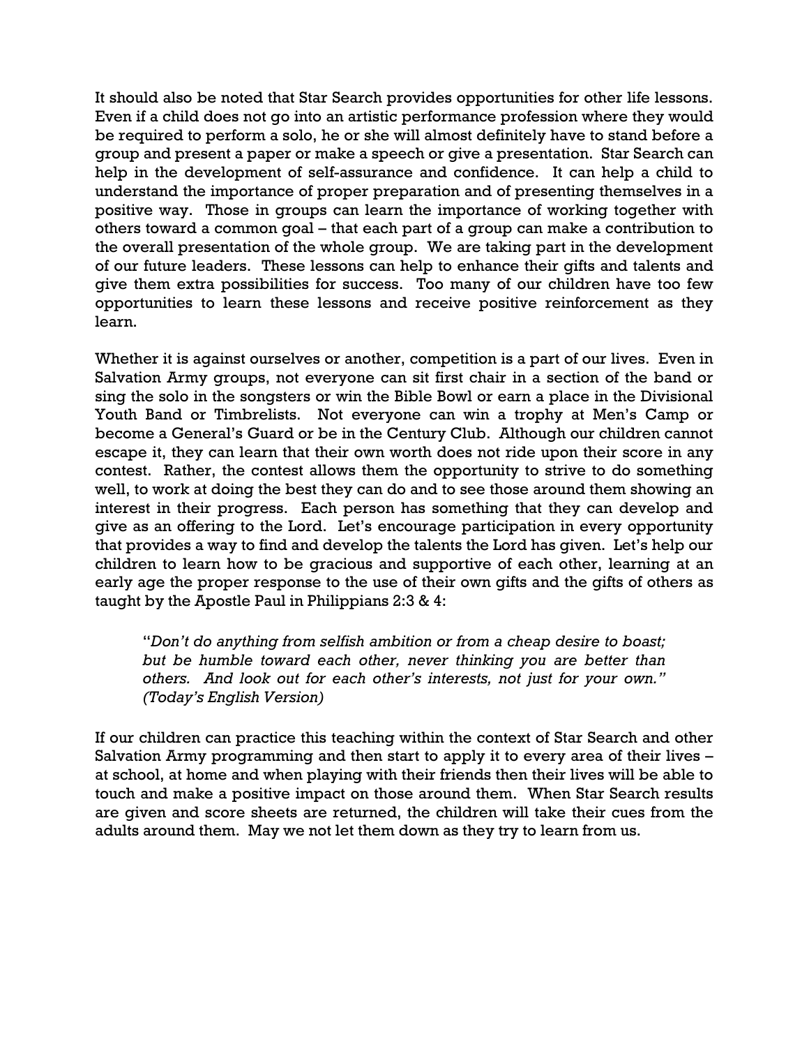It should also be noted that Star Search provides opportunities for other life lessons. Even if a child does not go into an artistic performance profession where they would be required to perform a solo, he or she will almost definitely have to stand before a group and present a paper or make a speech or give a presentation. Star Search can help in the development of self-assurance and confidence. It can help a child to understand the importance of proper preparation and of presenting themselves in a positive way. Those in groups can learn the importance of working together with others toward a common goal – that each part of a group can make a contribution to the overall presentation of the whole group. We are taking part in the development of our future leaders. These lessons can help to enhance their gifts and talents and give them extra possibilities for success. Too many of our children have too few opportunities to learn these lessons and receive positive reinforcement as they learn.

Whether it is against ourselves or another, competition is a part of our lives. Even in Salvation Army groups, not everyone can sit first chair in a section of the band or sing the solo in the songsters or win the Bible Bowl or earn a place in the Divisional Youth Band or Timbrelists. Not everyone can win a trophy at Men's Camp or become a General's Guard or be in the Century Club. Although our children cannot escape it, they can learn that their own worth does not ride upon their score in any contest. Rather, the contest allows them the opportunity to strive to do something well, to work at doing the best they can do and to see those around them showing an interest in their progress. Each person has something that they can develop and give as an offering to the Lord. Let's encourage participation in every opportunity that provides a way to find and develop the talents the Lord has given. Let's help our children to learn how to be gracious and supportive of each other, learning at an early age the proper response to the use of their own gifts and the gifts of others as taught by the Apostle Paul in Philippians 2:3 & 4:

> "*Don't do anything from selfish ambition or from a cheap desire to boast; but be humble toward each other, never thinking you are better than others. And look out for each other's interests, not just for your own." (Today's English Version)*

If our children can practice this teaching within the context of Star Search and other Salvation Army programming and then start to apply it to every area of their lives – at school, at home and when playing with their friends then their lives will be able to touch and make a positive impact on those around them. When Star Search results are given and score sheets are returned, the children will take their cues from the adults around them. May we not let them down as they try to learn from us.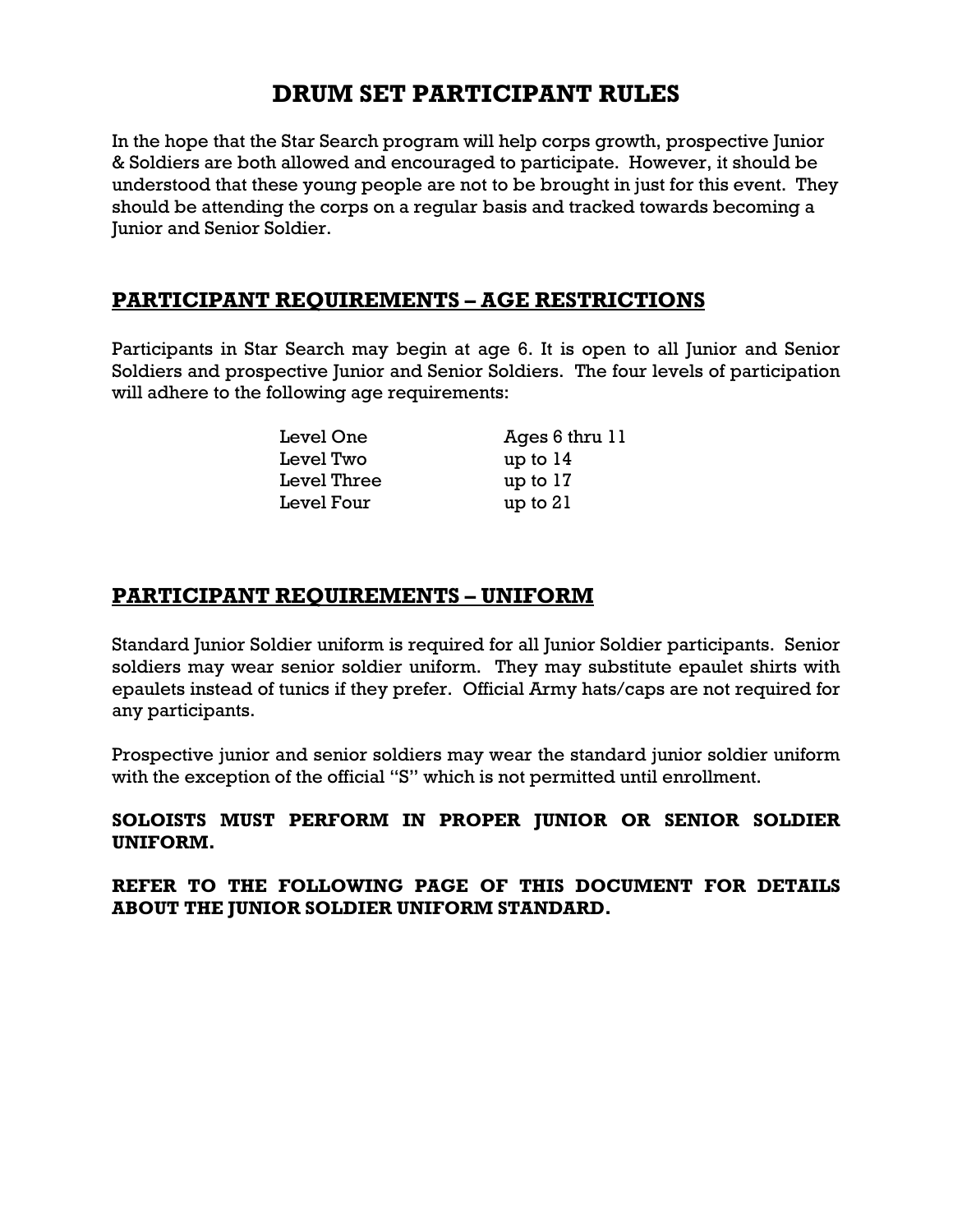# DRUM SET PARTICIPANT RULES

In the hope that the Star Search program will help corps growth, prospective Junior & Soldiers are both allowed and encouraged to participate. However, it should be understood that these young people are not to be brought in just for this event. They should be attending the corps on a regular basis and tracked towards becoming a Junior and Senior Soldier.

## PARTICIPANT REQUIREMENTS – AGE RESTRICTIONS

Participants in Star Search may begin at age 6. It is open to all Junior and Senior Soldiers and prospective Junior and Senior Soldiers. The four levels of participation will adhere to the following age requirements:

| | |
|---|---|
| Level One | Ages 6 thru 11 |
| Level Two | up to 14 |
| Level Three | up to 17 |
| Level Four | up to 21 |

## PARTICIPANT REQUIREMENTS – UNIFORM

Standard Junior Soldier uniform is required for all Junior Soldier participants. Senior soldiers may wear senior soldier uniform. They may substitute epaulet shirts with epaulets instead of tunics if they prefer. Official Army hats/caps are not required for any participants.

Prospective junior and senior soldiers may wear the standard junior soldier uniform with the exception of the official "S" which is not permitted until enrollment.

**SOLOISTS MUST PERFORM IN PROPER JUNIOR OR SENIOR SOLDIER UNIFORM.**

**REFER TO THE FOLLOWING PAGE OF THIS DOCUMENT FOR DETAILS ABOUT THE JUNIOR SOLDIER UNIFORM STANDARD.**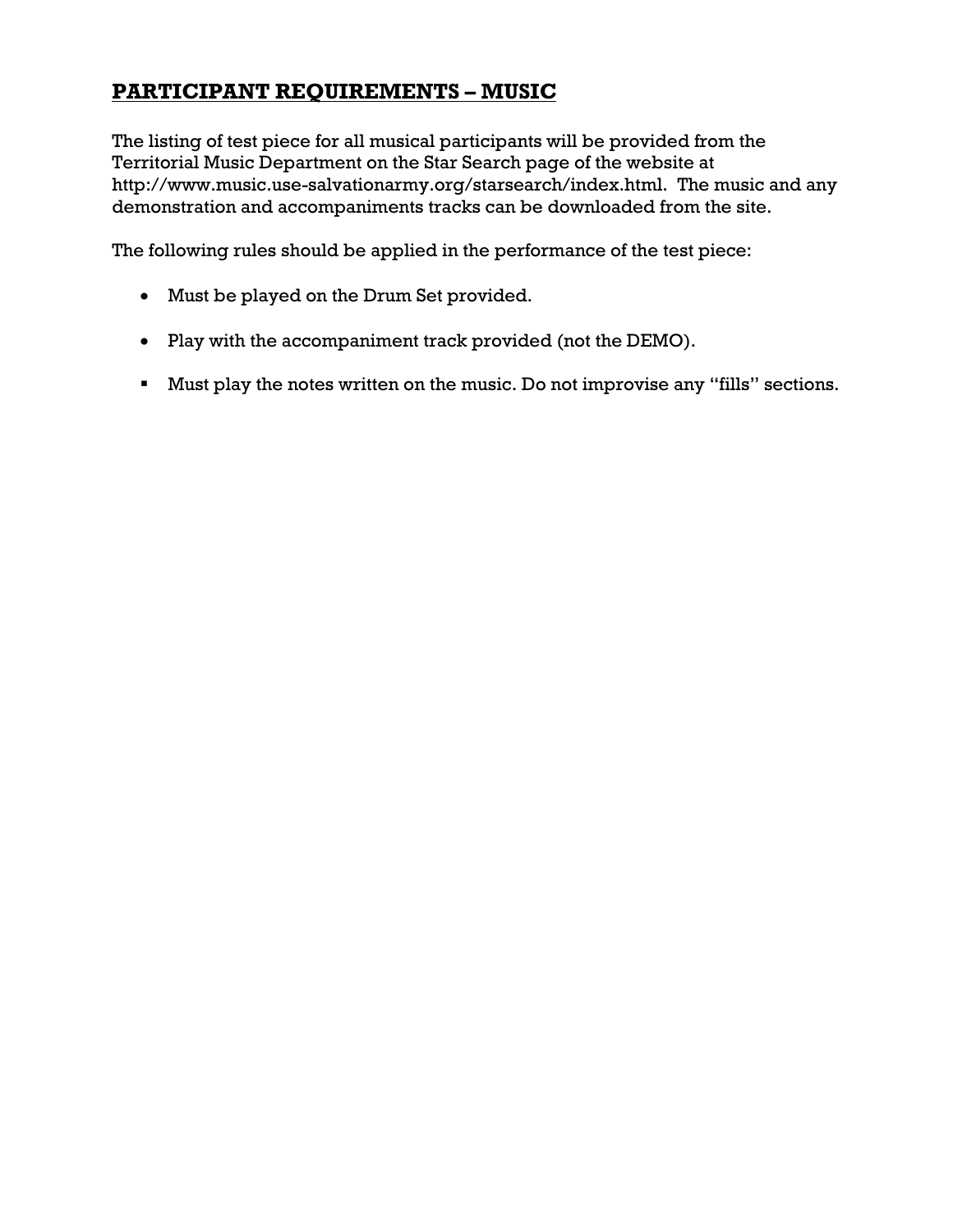## PARTICIPANT REQUIREMENTS – MUSIC

The listing of test piece for all musical participants will be provided from the Territorial Music Department on the Star Search page of the website at http://www.music.use-salvationarmy.org/starsearch/index.html. The music and any demonstration and accompaniments tracks can be downloaded from the site.

The following rules should be applied in the performance of the test piece:

- Must be played on the Drum Set provided.
- Play with the accompaniment track provided (not the DEMO).
- Must play the notes written on the music. Do not improvise any "fills" sections.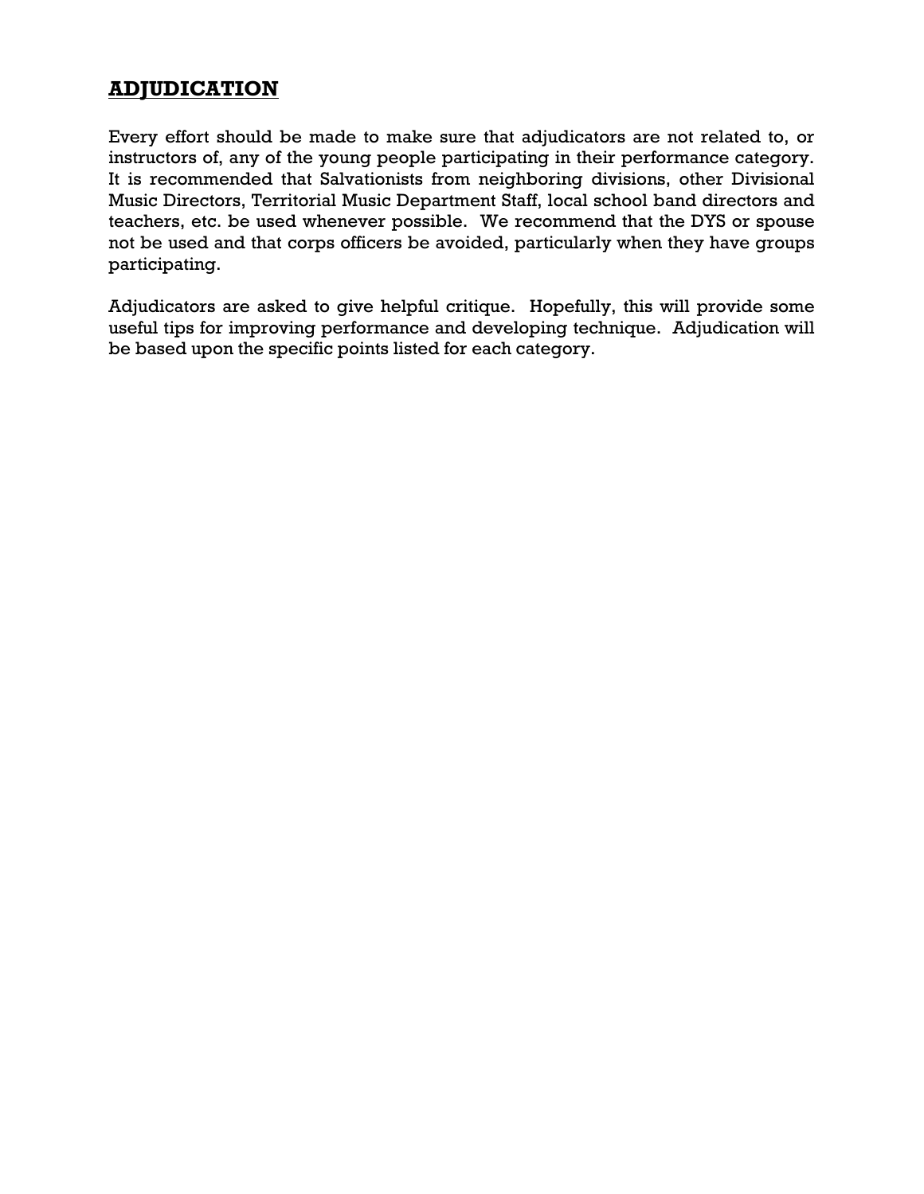## ADJUDICATION

Every effort should be made to make sure that adjudicators are not related to, or instructors of, any of the young people participating in their performance category. It is recommended that Salvationists from neighboring divisions, other Divisional Music Directors, Territorial Music Department Staff, local school band directors and teachers, etc. be used whenever possible. We recommend that the DYS or spouse not be used and that corps officers be avoided, particularly when they have groups participating.

Adjudicators are asked to give helpful critique. Hopefully, this will provide some useful tips for improving performance and developing technique. Adjudication will be based upon the specific points listed for each category.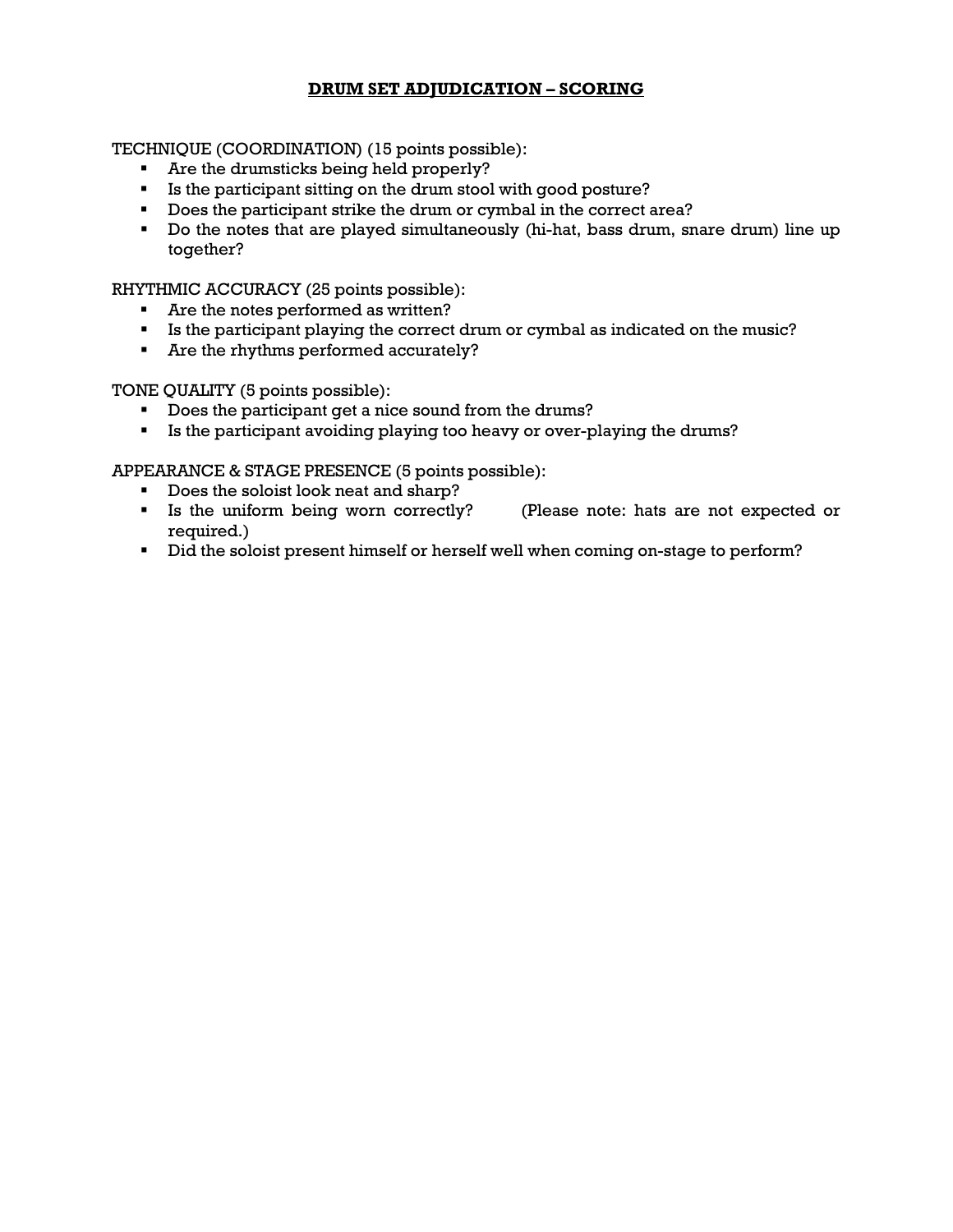# DRUM SET ADJUDICATION – SCORING

TECHNIQUE (COORDINATION) (15 points possible):

- Are the drumsticks being held properly?
- Is the participant sitting on the drum stool with good posture?
- Does the participant strike the drum or cymbal in the correct area?
- Do the notes that are played simultaneously (hi-hat, bass drum, snare drum) line up together?

RHYTHMIC ACCURACY (25 points possible):

- Are the notes performed as written?
- Is the participant playing the correct drum or cymbal as indicated on the music?
- Are the rhythms performed accurately?

TONE QUALITY (5 points possible):

- Does the participant get a nice sound from the drums?
- Is the participant avoiding playing too heavy or over-playing the drums?

APPEARANCE & STAGE PRESENCE (5 points possible):

- Does the soloist look neat and sharp?
- Is the uniform being worn correctly? (Please note: hats are not expected or required.)
- Did the soloist present himself or herself well when coming on-stage to perform?